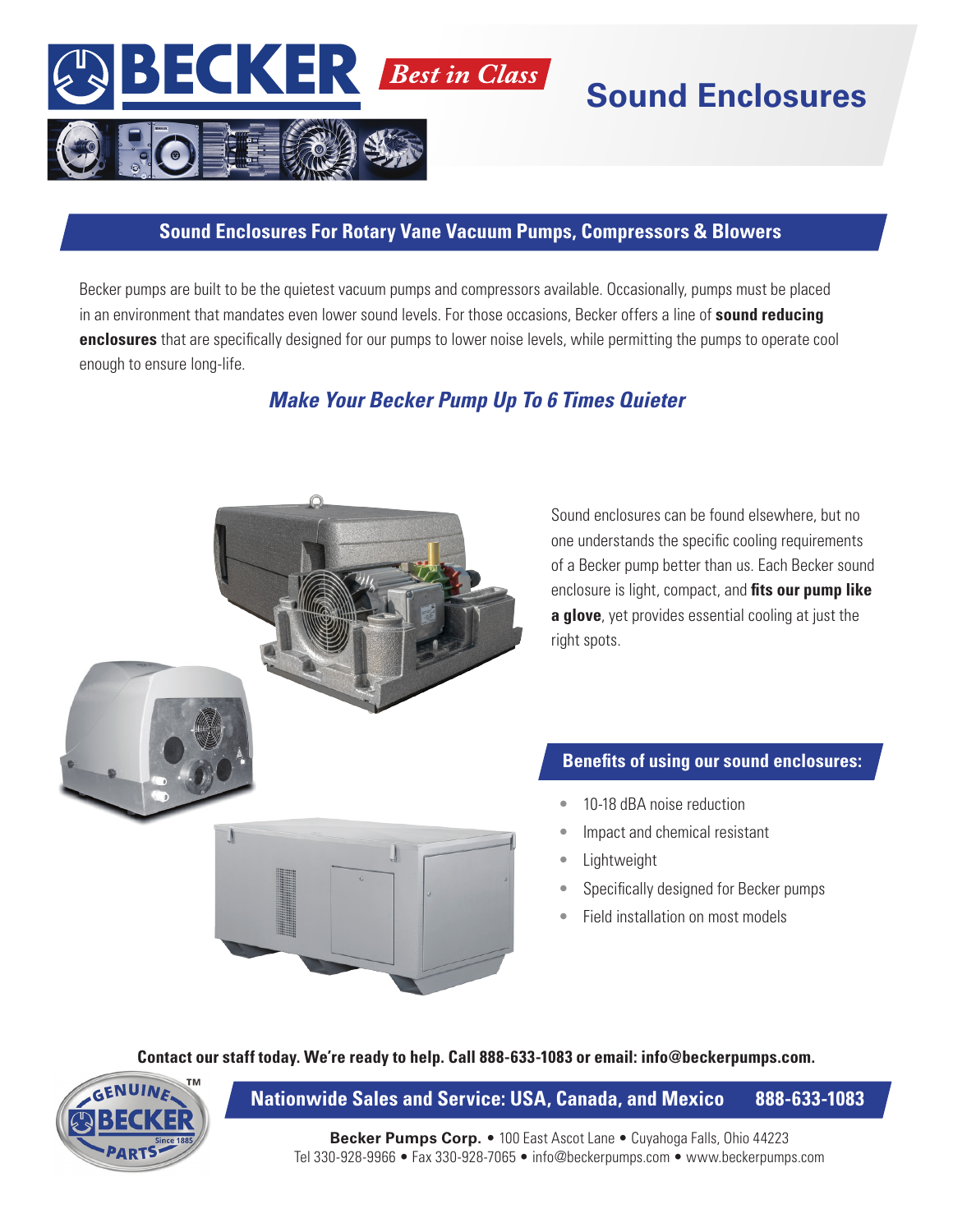# BECKER *Best in Class*

# Sound Enclosures

## Sound Enclosures For Rotary Vane Vacuum Pumps, Compressors & Blowers

Becker pumps are built to be the quietest vacuum pumps and compressors available. Occasionally, pumps must be placed in an environment that mandates even lower sound levels. For those occasions, Becker offers a line of **sound reducing enclosures** that are specifically designed for our pumps to lower noise levels, while permitting the pumps to operate cool enough to ensure long-life.

### *Make Your Becker Pump Up To 6 Times Quieter*

Sound enclosures can be found elsewhere, but no one understands the specific cooling requirements of a Becker pump better than us. Each Becker sound enclosure is light, compact, and **fits our pump like a glove**, yet provides essential cooling at just the right spots.

### Benefits of using our sound enclosures:

- 10-18 dBA noise reduction
- Impact and chemical resistant
- Lightweight
- Specifically designed for Becker pumps
- Field installation on most models

**Contact our staff today. We're ready to help. Call 888-633-1083 or email: info@beckerpumps.com.**

GENUINE BECKER PARTS™ Since 1885

**Nationwide Sales and Service: USA, Canada, and Mexico 888-633-1083**

**Becker Pumps Corp.** • 100 East Ascot Lane • Cuyahoga Falls, Ohio 44223
Tel 330-928-9966 • Fax 330-928-7065 • info@beckerpumps.com • www.beckerpumps.com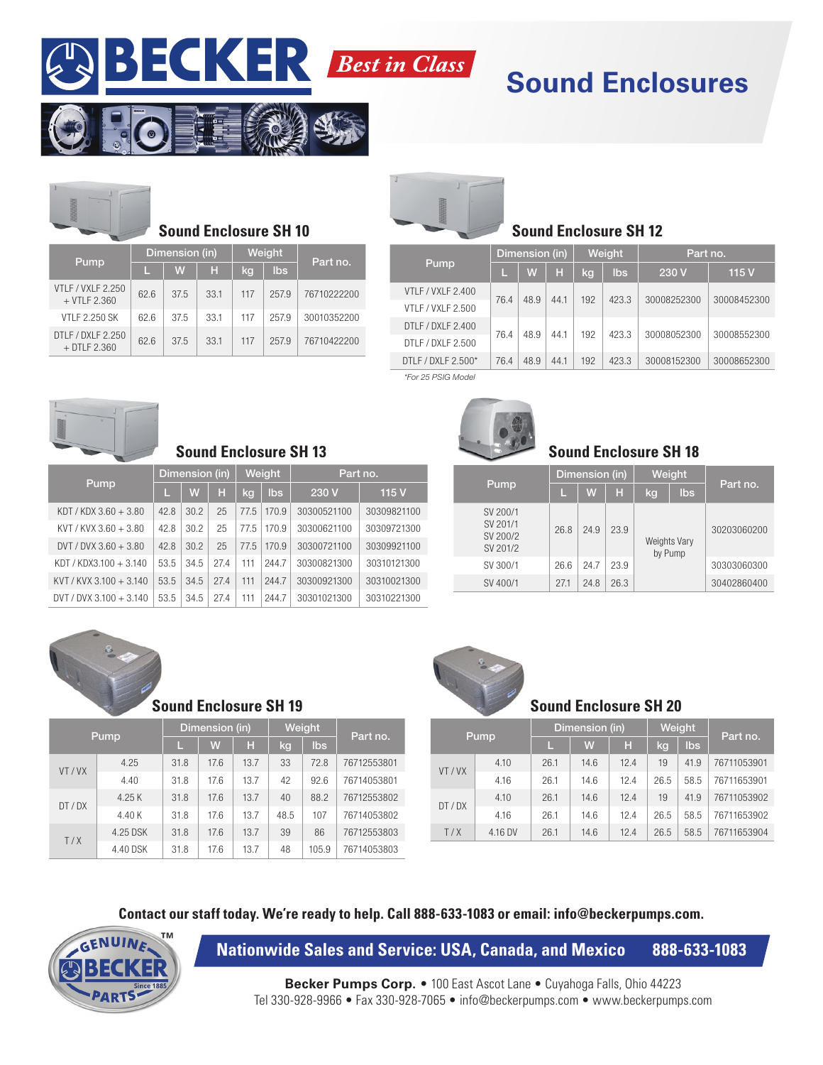# BECKER *Best in Class*

# Sound Enclosures

## Sound Enclosure SH 10

| Pump | Dimension (in) | | | Weight | | Part no. |
|---|---|---|---|---|---|---|
| | L | W | H | kg | lbs | |
| VTLF / VXLF 2.250 + VTLF 2.360 | 62.6 | 37.5 | 33.1 | 117 | 257.9 | 76710222200 |
| VTLF 2.250 SK | 62.6 | 37.5 | 33.1 | 117 | 257.9 | 30010352200 |
| DTLF / DXLF 2.250 + DTLF 2.360 | 62.6 | 37.5 | 33.1 | 117 | 257.9 | 76710422200 |

## Sound Enclosure SH 12

| Pump | Dimension (in) | | | Weight | | Part no. | |
|---|---|---|---|---|---|---|---|
| | L | W | H | kg | lbs | 230 V | 115 V |
| VTLF / VXLF 2.400<br>VTLF / VXLF 2.500 | 76.4 | 48.9 | 44.1 | 192 | 423.3 | 30008252300 | 30008452300 |
| DTLF / DXLF 2.400<br>DTLF / DXLF 2.500 | 76.4 | 48.9 | 44.1 | 192 | 423.3 | 30008052300 | 30008552300 |
| DTLF / DXLF 2.500* | 76.4 | 48.9 | 44.1 | 192 | 423.3 | 30008152300 | 30008652300 |

*For 25 PSIG Model*

## Sound Enclosure SH 13

| Pump | Dimension (in) | | | Weight | | Part no. | |
|---|---|---|---|---|---|---|---|
| | L | W | H | kg | lbs | 230 V | 115 V |
| KDT / KDX 3.60 + 3.80 | 42.8 | 30.2 | 25 | 77.5 | 170.9 | 30300521100 | 30309821100 |
| KVT / KVX 3.60 + 3.80 | 42.8 | 30.2 | 25 | 77.5 | 170.9 | 30300621100 | 30309721300 |
| DVT / DVX 3.60 + 3.80 | 42.8 | 30.2 | 25 | 77.5 | 170.9 | 30300721100 | 30309921100 |
| KDT / KDX3.100 + 3.140 | 53.5 | 34.5 | 27.4 | 111 | 244.7 | 30300821300 | 30310121300 |
| KVT / KVX 3.100 + 3.140 | 53.5 | 34.5 | 27.4 | 111 | 244.7 | 30300921300 | 30310021300 |
| DVT / DVX 3.100 + 3.140 | 53.5 | 34.5 | 27.4 | 111 | 244.7 | 30301021300 | 30310221300 |

## Sound Enclosure SH 18

| Pump | Dimension (in) | | | Weight | | Part no. |
|---|---|---|---|---|---|---|
| | L | W | H | kg | lbs | |
| SV 200/1<br>SV 201/1<br>SV 200/2<br>SV 201/2 | 26.8 | 24.9 | 23.9 | Weights Vary by Pump | | 30203060200 |
| SV 300/1 | 26.6 | 24.7 | 23.9 | | | 30303060300 |
| SV 400/1 | 27.1 | 24.8 | 26.3 | | | 30402860400 |

## Sound Enclosure SH 19

| Pump | | Dimension (in) | | | Weight | | Part no. |
|---|---|---|---|---|---|---|---|
| | | L | W | H | kg | lbs | |
| VT / VX | 4.25 | 31.8 | 17.6 | 13.7 | 33 | 72.8 | 76712553801 |
| | 4.40 | 31.8 | 17.6 | 13.7 | 42 | 92.6 | 76714053801 |
| DT / DX | 4.25 K | 31.8 | 17.6 | 13.7 | 40 | 88.2 | 76712553802 |
| | 4.40 K | 31.8 | 17.6 | 13.7 | 48.5 | 107 | 76714053802 |
| T / X | 4.25 DSK | 31.8 | 17.6 | 13.7 | 39 | 86 | 76712553803 |
| | 4.40 DSK | 31.8 | 17.6 | 13.7 | 48 | 105.9 | 76714053803 |

## Sound Enclosure SH 20

| Pump | | Dimension (in) | | | Weight | | Part no. |
|---|---|---|---|---|---|---|---|
| | | L | W | H | kg | lbs | |
| VT / VX | 4.10 | 26.1 | 14.6 | 12.4 | 19 | 41.9 | 76711053901 |
| | 4.16 | 26.1 | 14.6 | 12.4 | 26.5 | 58.5 | 76711653901 |
| DT / DX | 4.10 | 26.1 | 14.6 | 12.4 | 19 | 41.9 | 76711053902 |
| | 4.16 | 26.1 | 14.6 | 12.4 | 26.5 | 58.5 | 76711653902 |
| T / X | 4.16 DV | 26.1 | 14.6 | 12.4 | 26.5 | 58.5 | 76711653904 |

**Contact our staff today. We're ready to help. Call 888-633-1083 or email: info@beckerpumps.com.**

GENUINE™ BECKER PARTS Since 1885

**Nationwide Sales and Service: USA, Canada, and Mexico 888-633-1083**

**Becker Pumps Corp.** • 100 East Ascot Lane • Cuyahoga Falls, Ohio 44223
Tel 330-928-9966 • Fax 330-928-7065 • info@beckerpumps.com • www.beckerpumps.com